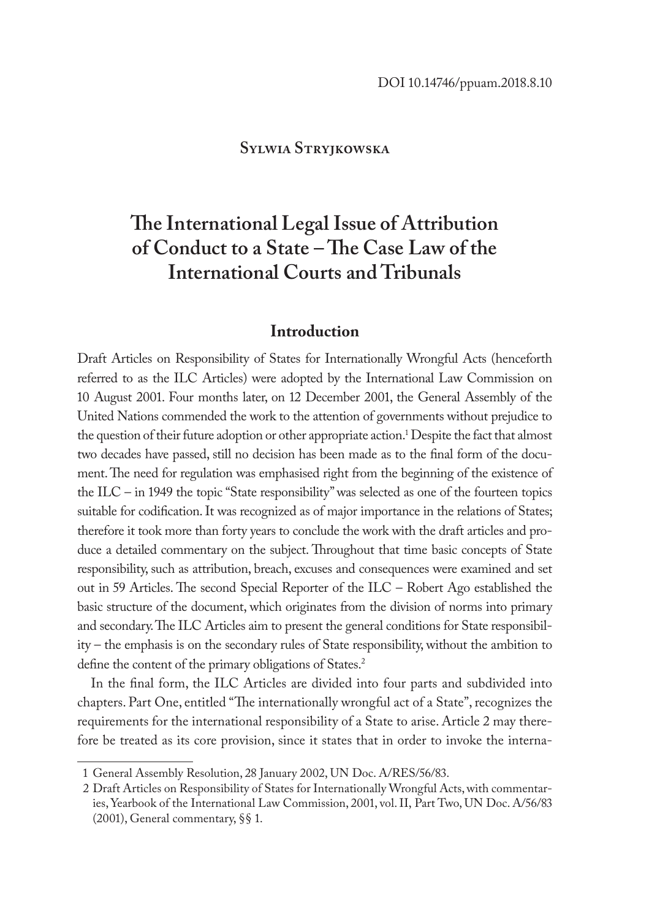DOI 10.14746/ppuam.2018.8.10

**Sylwia Stryjkowska**

# The International Legal Issue of Attribution of Conduct to a State – The Case Law of the International Courts and Tribunals

## Introduction

Draft Articles on Responsibility of States for Internationally Wrongful Acts (henceforth referred to as the ILC Articles) were adopted by the International Law Commission on 10 August 2001. Four months later, on 12 December 2001, the General Assembly of the United Nations commended the work to the attention of governments without prejudice to the question of their future adoption or other appropriate action.[1] Despite the fact that almost two decades have passed, still no decision has been made as to the final form of the document. The need for regulation was emphasised right from the beginning of the existence of the ILC – in 1949 the topic "State responsibility" was selected as one of the fourteen topics suitable for codification. It was recognized as of major importance in the relations of States; therefore it took more than forty years to conclude the work with the draft articles and produce a detailed commentary on the subject. Throughout that time basic concepts of State responsibility, such as attribution, breach, excuses and consequences were examined and set out in 59 Articles. The second Special Reporter of the ILC – Robert Ago established the basic structure of the document, which originates from the division of norms into primary and secondary. The ILC Articles aim to present the general conditions for State responsibility – the emphasis is on the secondary rules of State responsibility, without the ambition to define the content of the primary obligations of States.[2]

In the final form, the ILC Articles are divided into four parts and subdivided into chapters. Part One, entitled "The internationally wrongful act of a State", recognizes the requirements for the international responsibility of a State to arise. Article 2 may therefore be treated as its core provision, since it states that in order to invoke the interna-

---

1 General Assembly Resolution, 28 January 2002, UN Doc. A/RES/56/83.

2 Draft Articles on Responsibility of States for Internationally Wrongful Acts, with commentaries, Yearbook of the International Law Commission, 2001, vol. II, Part Two, UN Doc. A/56/83 (2001), General commentary, §§ 1.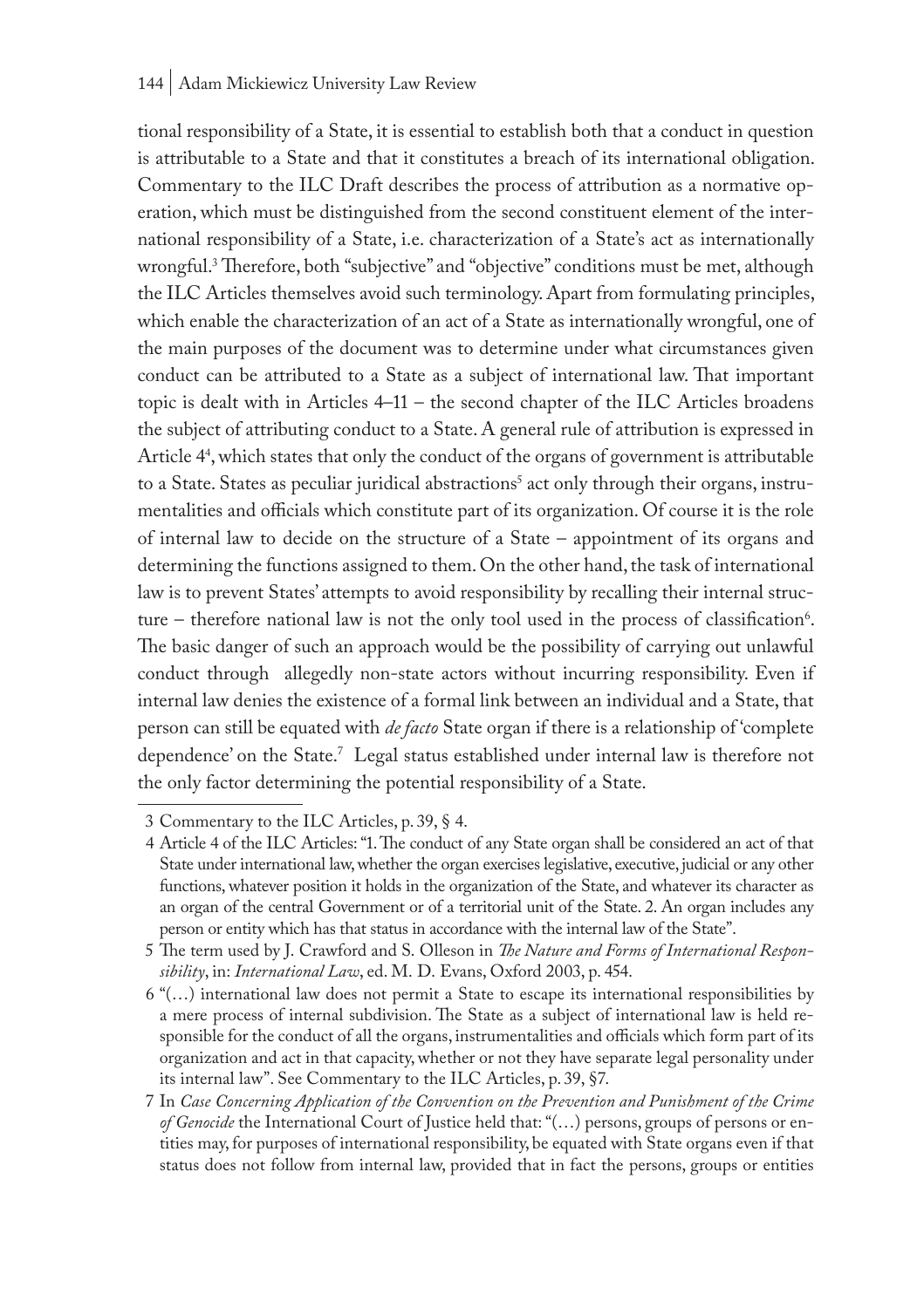tional responsibility of a State, it is essential to establish both that a conduct in question is attributable to a State and that it constitutes a breach of its international obligation. Commentary to the ILC Draft describes the process of attribution as a normative operation, which must be distinguished from the second constituent element of the international responsibility of a State, i.e. characterization of a State's act as internationally wrongful.[3] Therefore, both "subjective" and "objective" conditions must be met, although the ILC Articles themselves avoid such terminology. Apart from formulating principles, which enable the characterization of an act of a State as internationally wrongful, one of the main purposes of the document was to determine under what circumstances given conduct can be attributed to a State as a subject of international law. That important topic is dealt with in Articles 4–11 – the second chapter of the ILC Articles broadens the subject of attributing conduct to a State. A general rule of attribution is expressed in Article 4[4], which states that only the conduct of the organs of government is attributable to a State. States as peculiar juridical abstractions[5] act only through their organs, instrumentalities and officials which constitute part of its organization. Of course it is the role of internal law to decide on the structure of a State – appointment of its organs and determining the functions assigned to them. On the other hand, the task of international law is to prevent States' attempts to avoid responsibility by recalling their internal structure – therefore national law is not the only tool used in the process of classification[6]. The basic danger of such an approach would be the possibility of carrying out unlawful conduct through allegedly non-state actors without incurring responsibility. Even if internal law denies the existence of a formal link between an individual and a State, that person can still be equated with *de facto* State organ if there is a relationship of 'complete dependence' on the State.[7] Legal status established under internal law is therefore not the only factor determining the potential responsibility of a State.

---

3 Commentary to the ILC Articles, p. 39, § 4.

4 Article 4 of the ILC Articles: "1. The conduct of any State organ shall be considered an act of that State under international law, whether the organ exercises legislative, executive, judicial or any other functions, whatever position it holds in the organization of the State, and whatever its character as an organ of the central Government or of a territorial unit of the State. 2. An organ includes any person or entity which has that status in accordance with the internal law of the State".

5 The term used by J. Crawford and S. Olleson in *The Nature and Forms of International Responsibility*, in: *International Law*, ed. M. D. Evans, Oxford 2003, p. 454.

6 "(…) international law does not permit a State to escape its international responsibilities by a mere process of internal subdivision. The State as a subject of international law is held responsible for the conduct of all the organs, instrumentalities and officials which form part of its organization and act in that capacity, whether or not they have separate legal personality under its internal law". See Commentary to the ILC Articles, p. 39, §7.

7 In *Case Concerning Application of the Convention on the Prevention and Punishment of the Crime of Genocide* the International Court of Justice held that: "(…) persons, groups of persons or entities may, for purposes of international responsibility, be equated with State organs even if that status does not follow from internal law, provided that in fact the persons, groups or entities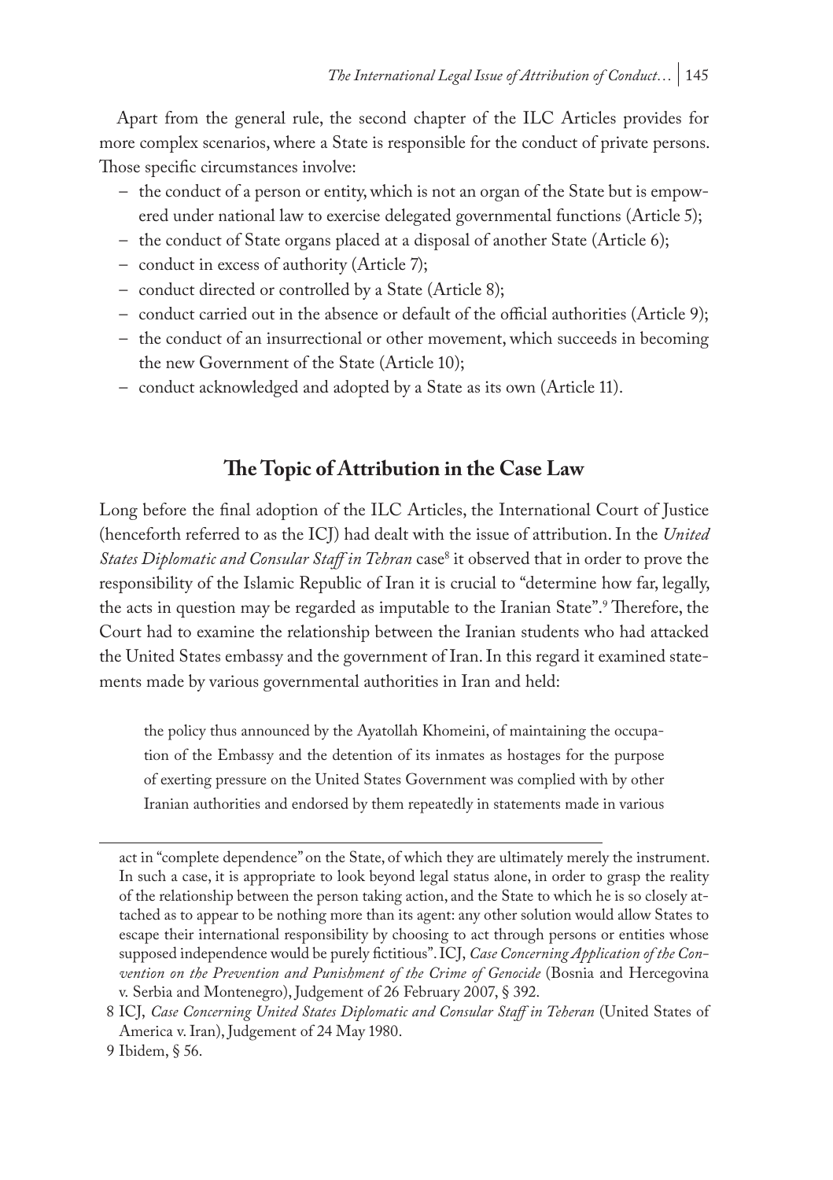Apart from the general rule, the second chapter of the ILC Articles provides for more complex scenarios, where a State is responsible for the conduct of private persons. Those specific circumstances involve:

- the conduct of a person or entity, which is not an organ of the State but is empowered under national law to exercise delegated governmental functions (Article 5);
- the conduct of State organs placed at a disposal of another State (Article 6);
- conduct in excess of authority (Article 7);
- conduct directed or controlled by a State (Article 8);
- conduct carried out in the absence or default of the official authorities (Article 9);
- the conduct of an insurrectional or other movement, which succeeds in becoming the new Government of the State (Article 10);
- conduct acknowledged and adopted by a State as its own (Article 11).

## The Topic of Attribution in the Case Law

Long before the final adoption of the ILC Articles, the International Court of Justice (henceforth referred to as the ICJ) had dealt with the issue of attribution. In the *United States Diplomatic and Consular Staff in Tehran* case[8] it observed that in order to prove the responsibility of the Islamic Republic of Iran it is crucial to "determine how far, legally, the acts in question may be regarded as imputable to the Iranian State".[9] Therefore, the Court had to examine the relationship between the Iranian students who had attacked the United States embassy and the government of Iran. In this regard it examined statements made by various governmental authorities in Iran and held:

> the policy thus announced by the Ayatollah Khomeini, of maintaining the occupation of the Embassy and the detention of its inmates as hostages for the purpose of exerting pressure on the United States Government was complied with by other Iranian authorities and endorsed by them repeatedly in statements made in various

---

act in "complete dependence" on the State, of which they are ultimately merely the instrument. In such a case, it is appropriate to look beyond legal status alone, in order to grasp the reality of the relationship between the person taking action, and the State to which he is so closely attached as to appear to be nothing more than its agent: any other solution would allow States to escape their international responsibility by choosing to act through persons or entities whose supposed independence would be purely fictitious". ICJ, *Case Concerning Application of the Convention on the Prevention and Punishment of the Crime of Genocide* (Bosnia and Hercegovina v. Serbia and Montenegro), Judgement of 26 February 2007, § 392.

8 ICJ, *Case Concerning United States Diplomatic and Consular Staff in Teheran* (United States of America v. Iran), Judgement of 24 May 1980.

9 Ibidem, § 56.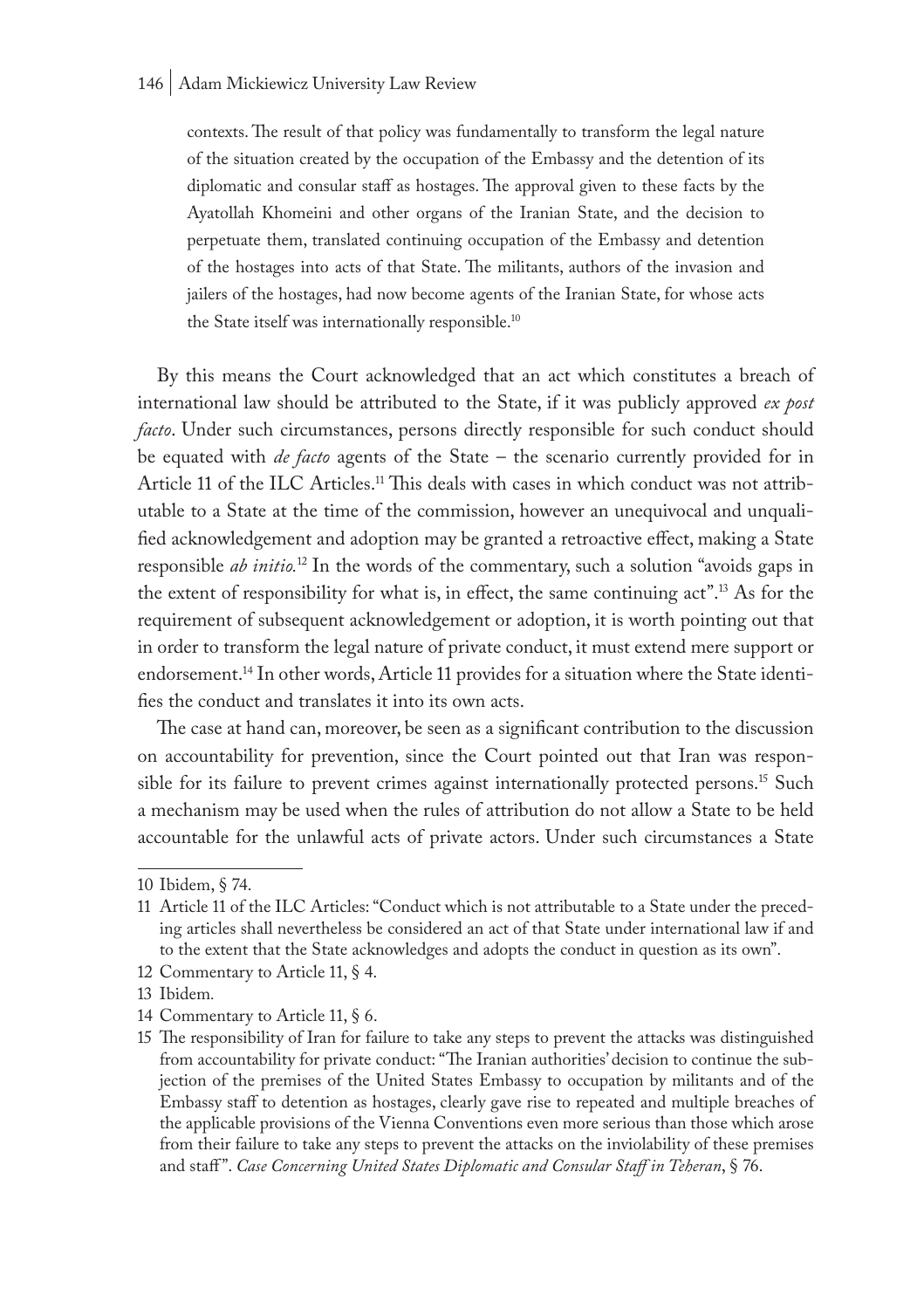> contexts. The result of that policy was fundamentally to transform the legal nature of the situation created by the occupation of the Embassy and the detention of its diplomatic and consular staff as hostages. The approval given to these facts by the Ayatollah Khomeini and other organs of the Iranian State, and the decision to perpetuate them, translated continuing occupation of the Embassy and detention of the hostages into acts of that State. The militants, authors of the invasion and jailers of the hostages, had now become agents of the Iranian State, for whose acts the State itself was internationally responsible.[10]

By this means the Court acknowledged that an act which constitutes a breach of international law should be attributed to the State, if it was publicly approved *ex post facto*. Under such circumstances, persons directly responsible for such conduct should be equated with *de facto* agents of the State – the scenario currently provided for in Article 11 of the ILC Articles.[11] This deals with cases in which conduct was not attributable to a State at the time of the commission, however an unequivocal and unqualified acknowledgement and adoption may be granted a retroactive effect, making a State responsible *ab initio.*[12] In the words of the commentary, such a solution "avoids gaps in the extent of responsibility for what is, in effect, the same continuing act".[13] As for the requirement of subsequent acknowledgement or adoption, it is worth pointing out that in order to transform the legal nature of private conduct, it must extend mere support or endorsement.[14] In other words, Article 11 provides for a situation where the State identifies the conduct and translates it into its own acts.

The case at hand can, moreover, be seen as a significant contribution to the discussion on accountability for prevention, since the Court pointed out that Iran was responsible for its failure to prevent crimes against internationally protected persons.[15] Such a mechanism may be used when the rules of attribution do not allow a State to be held accountable for the unlawful acts of private actors. Under such circumstances a State

---

10 Ibidem, § 74.

11 Article 11 of the ILC Articles: "Conduct which is not attributable to a State under the preceding articles shall nevertheless be considered an act of that State under international law if and to the extent that the State acknowledges and adopts the conduct in question as its own".

12 Commentary to Article 11, § 4.

13 Ibidem.

14 Commentary to Article 11, § 6.

15 The responsibility of Iran for failure to take any steps to prevent the attacks was distinguished from accountability for private conduct: "The Iranian authorities' decision to continue the subjection of the premises of the United States Embassy to occupation by militants and of the Embassy staff to detention as hostages, clearly gave rise to repeated and multiple breaches of the applicable provisions of the Vienna Conventions even more serious than those which arose from their failure to take any steps to prevent the attacks on the inviolability of these premises and staff". *Case Concerning United States Diplomatic and Consular Staff in Teheran*, § 76.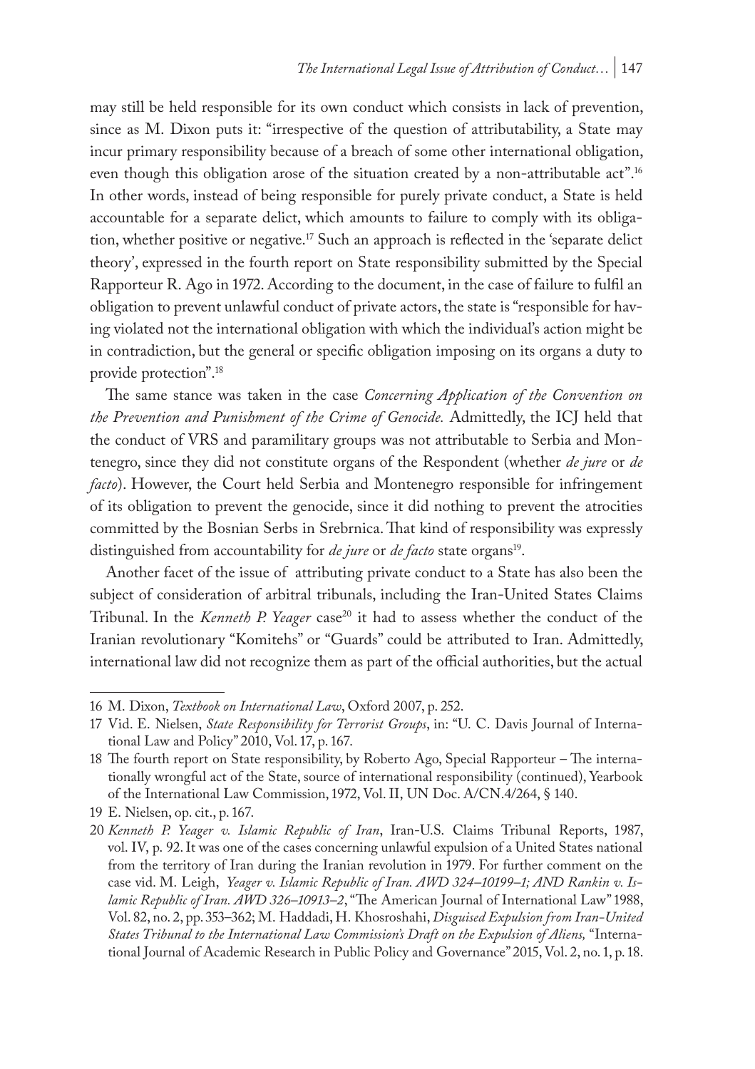may still be held responsible for its own conduct which consists in lack of prevention, since as M. Dixon puts it: "irrespective of the question of attributability, a State may incur primary responsibility because of a breach of some other international obligation, even though this obligation arose of the situation created by a non-attributable act".[16] In other words, instead of being responsible for purely private conduct, a State is held accountable for a separate delict, which amounts to failure to comply with its obligation, whether positive or negative.[17] Such an approach is reflected in the 'separate delict theory', expressed in the fourth report on State responsibility submitted by the Special Rapporteur R. Ago in 1972. According to the document, in the case of failure to fulfil an obligation to prevent unlawful conduct of private actors, the state is "responsible for having violated not the international obligation with which the individual's action might be in contradiction, but the general or specific obligation imposing on its organs a duty to provide protection".[18]

The same stance was taken in the case *Concerning Application of the Convention on the Prevention and Punishment of the Crime of Genocide.* Admittedly, the ICJ held that the conduct of VRS and paramilitary groups was not attributable to Serbia and Montenegro, since they did not constitute organs of the Respondent (whether *de jure* or *de facto*). However, the Court held Serbia and Montenegro responsible for infringement of its obligation to prevent the genocide, since it did nothing to prevent the atrocities committed by the Bosnian Serbs in Srebrnica. That kind of responsibility was expressly distinguished from accountability for *de jure* or *de facto* state organs[19].

Another facet of the issue of attributing private conduct to a State has also been the subject of consideration of arbitral tribunals, including the Iran-United States Claims Tribunal. In the *Kenneth P. Yeager* case[20] it had to assess whether the conduct of the Iranian revolutionary "Komitehs" or "Guards" could be attributed to Iran. Admittedly, international law did not recognize them as part of the official authorities, but the actual

---

16 M. Dixon, *Textbook on International Law*, Oxford 2007, p. 252.

17 Vid. E. Nielsen, *State Responsibility for Terrorist Groups*, in: "U. C. Davis Journal of International Law and Policy" 2010, Vol. 17, p. 167.

18 The fourth report on State responsibility, by Roberto Ago, Special Rapporteur – The internationally wrongful act of the State, source of international responsibility (continued), Yearbook of the International Law Commission, 1972, Vol. II, UN Doc. A/CN.4/264, § 140.

19 E. Nielsen, op. cit., p. 167.

20 *Kenneth P. Yeager v. Islamic Republic of Iran*, Iran-U.S. Claims Tribunal Reports, 1987, vol. IV, p. 92. It was one of the cases concerning unlawful expulsion of a United States national from the territory of Iran during the Iranian revolution in 1979. For further comment on the case vid. M. Leigh, *Yeager v. Islamic Republic of Iran. AWD 324–10199–1; AND Rankin v. Islamic Republic of Iran. AWD 326–10913–2*, "The American Journal of International Law" 1988, Vol. 82, no. 2, pp. 353–362; M. Haddadi, H. Khosroshahi, *Disguised Expulsion from Iran-United States Tribunal to the International Law Commission's Draft on the Expulsion of Aliens,* "International Journal of Academic Research in Public Policy and Governance" 2015, Vol. 2, no. 1, p. 18.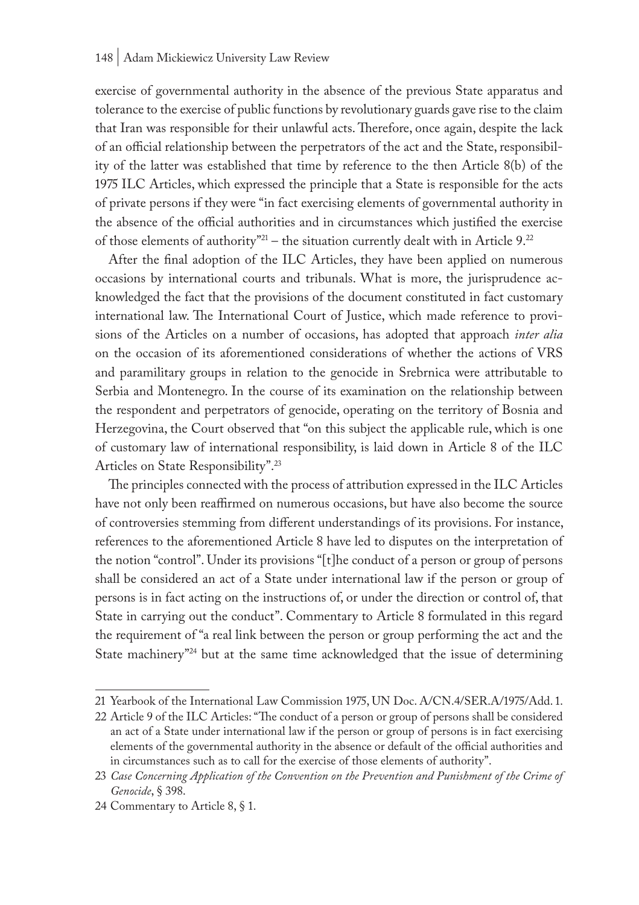exercise of governmental authority in the absence of the previous State apparatus and tolerance to the exercise of public functions by revolutionary guards gave rise to the claim that Iran was responsible for their unlawful acts. Therefore, once again, despite the lack of an official relationship between the perpetrators of the act and the State, responsibility of the latter was established that time by reference to the then Article 8(b) of the 1975 ILC Articles, which expressed the principle that a State is responsible for the acts of private persons if they were "in fact exercising elements of governmental authority in the absence of the official authorities and in circumstances which justified the exercise of those elements of authority"[21] – the situation currently dealt with in Article 9.[22]

After the final adoption of the ILC Articles, they have been applied on numerous occasions by international courts and tribunals. What is more, the jurisprudence acknowledged the fact that the provisions of the document constituted in fact customary international law. The International Court of Justice, which made reference to provisions of the Articles on a number of occasions, has adopted that approach *inter alia* on the occasion of its aforementioned considerations of whether the actions of VRS and paramilitary groups in relation to the genocide in Srebrnica were attributable to Serbia and Montenegro. In the course of its examination on the relationship between the respondent and perpetrators of genocide, operating on the territory of Bosnia and Herzegovina, the Court observed that "on this subject the applicable rule, which is one of customary law of international responsibility, is laid down in Article 8 of the ILC Articles on State Responsibility".[23]

The principles connected with the process of attribution expressed in the ILC Articles have not only been reaffirmed on numerous occasions, but have also become the source of controversies stemming from different understandings of its provisions. For instance, references to the aforementioned Article 8 have led to disputes on the interpretation of the notion "control". Under its provisions "[t]he conduct of a person or group of persons shall be considered an act of a State under international law if the person or group of persons is in fact acting on the instructions of, or under the direction or control of, that State in carrying out the conduct". Commentary to Article 8 formulated in this regard the requirement of "a real link between the person or group performing the act and the State machinery"[24] but at the same time acknowledged that the issue of determining

---

21 Yearbook of the International Law Commission 1975, UN Doc. A/CN.4/SER.A/1975/Add. 1.

22 Article 9 of the ILC Articles: "The conduct of a person or group of persons shall be considered an act of a State under international law if the person or group of persons is in fact exercising elements of the governmental authority in the absence or default of the official authorities and in circumstances such as to call for the exercise of those elements of authority".

23 *Case Concerning Application of the Convention on the Prevention and Punishment of the Crime of Genocide*, § 398.

24 Commentary to Article 8, § 1.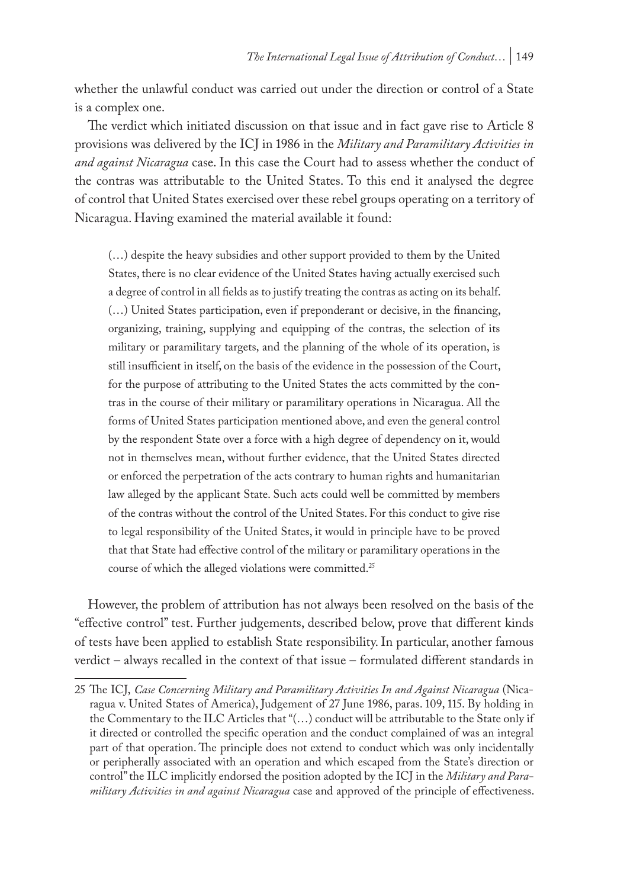whether the unlawful conduct was carried out under the direction or control of a State is a complex one.

The verdict which initiated discussion on that issue and in fact gave rise to Article 8 provisions was delivered by the ICJ in 1986 in the *Military and Paramilitary Activities in and against Nicaragua* case. In this case the Court had to assess whether the conduct of the contras was attributable to the United States. To this end it analysed the degree of control that United States exercised over these rebel groups operating on a territory of Nicaragua. Having examined the material available it found:

> (…) despite the heavy subsidies and other support provided to them by the United States, there is no clear evidence of the United States having actually exercised such a degree of control in all fields as to justify treating the contras as acting on its behalf. (…) United States participation, even if preponderant or decisive, in the financing, organizing, training, supplying and equipping of the contras, the selection of its military or paramilitary targets, and the planning of the whole of its operation, is still insufficient in itself, on the basis of the evidence in the possession of the Court, for the purpose of attributing to the United States the acts committed by the contras in the course of their military or paramilitary operations in Nicaragua. All the forms of United States participation mentioned above, and even the general control by the respondent State over a force with a high degree of dependency on it, would not in themselves mean, without further evidence, that the United States directed or enforced the perpetration of the acts contrary to human rights and humanitarian law alleged by the applicant State. Such acts could well be committed by members of the contras without the control of the United States. For this conduct to give rise to legal responsibility of the United States, it would in principle have to be proved that that State had effective control of the military or paramilitary operations in the course of which the alleged violations were committed.[25]

However, the problem of attribution has not always been resolved on the basis of the "effective control" test. Further judgements, described below, prove that different kinds of tests have been applied to establish State responsibility. In particular, another famous verdict – always recalled in the context of that issue – formulated different standards in

25 The ICJ, *Case Concerning Military and Paramilitary Activities In and Against Nicaragua* (Nicaragua v. United States of America), Judgement of 27 June 1986, paras. 109, 115. By holding in the Commentary to the ILC Articles that "(…) conduct will be attributable to the State only if it directed or controlled the specific operation and the conduct complained of was an integral part of that operation. The principle does not extend to conduct which was only incidentally or peripherally associated with an operation and which escaped from the State's direction or control" the ILC implicitly endorsed the position adopted by the ICJ in the *Military and Paramilitary Activities in and against Nicaragua* case and approved of the principle of effectiveness.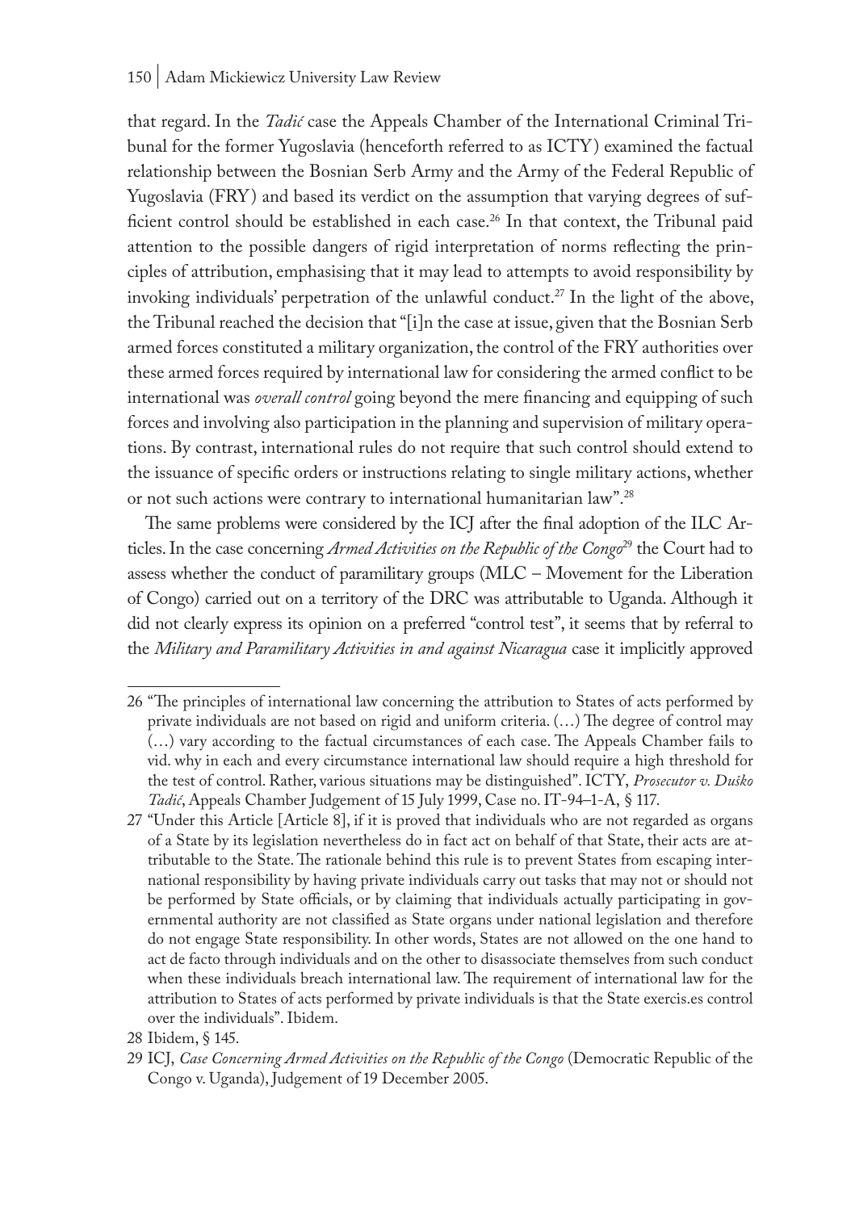that regard. In the *Tadić* case the Appeals Chamber of the International Criminal Tribunal for the former Yugoslavia (henceforth referred to as ICTY) examined the factual relationship between the Bosnian Serb Army and the Army of the Federal Republic of Yugoslavia (FRY) and based its verdict on the assumption that varying degrees of sufficient control should be established in each case.[26] In that context, the Tribunal paid attention to the possible dangers of rigid interpretation of norms reflecting the principles of attribution, emphasising that it may lead to attempts to avoid responsibility by invoking individuals' perpetration of the unlawful conduct.[27] In the light of the above, the Tribunal reached the decision that "[i]n the case at issue, given that the Bosnian Serb armed forces constituted a military organization, the control of the FRY authorities over these armed forces required by international law for considering the armed conflict to be international was *overall control* going beyond the mere financing and equipping of such forces and involving also participation in the planning and supervision of military operations. By contrast, international rules do not require that such control should extend to the issuance of specific orders or instructions relating to single military actions, whether or not such actions were contrary to international humanitarian law".[28]

The same problems were considered by the ICJ after the final adoption of the ILC Articles. In the case concerning *Armed Activities on the Republic of the Congo*[29] the Court had to assess whether the conduct of paramilitary groups (MLC – Movement for the Liberation of Congo) carried out on a territory of the DRC was attributable to Uganda. Although it did not clearly express its opinion on a preferred "control test", it seems that by referral to the *Military and Paramilitary Activities in and against Nicaragua* case it implicitly approved

---

26 "The principles of international law concerning the attribution to States of acts performed by private individuals are not based on rigid and uniform criteria. (…) The degree of control may (…) vary according to the factual circumstances of each case. The Appeals Chamber fails to vid. why in each and every circumstance international law should require a high threshold for the test of control. Rather, various situations may be distinguished". ICTY, *Prosecutor v. Duško Tadić*, Appeals Chamber Judgement of 15 July 1999, Case no. IT-94–1-A, § 117.

27 "Under this Article [Article 8], if it is proved that individuals who are not regarded as organs of a State by its legislation nevertheless do in fact act on behalf of that State, their acts are attributable to the State. The rationale behind this rule is to prevent States from escaping international responsibility by having private individuals carry out tasks that may not or should not be performed by State officials, or by claiming that individuals actually participating in governmental authority are not classified as State organs under national legislation and therefore do not engage State responsibility. In other words, States are not allowed on the one hand to act de facto through individuals and on the other to disassociate themselves from such conduct when these individuals breach international law. The requirement of international law for the attribution to States of acts performed by private individuals is that the State exercis.es control over the individuals". Ibidem.

28 Ibidem, § 145.

29 ICJ, *Case Concerning Armed Activities on the Republic of the Congo* (Democratic Republic of the Congo v. Uganda), Judgement of 19 December 2005.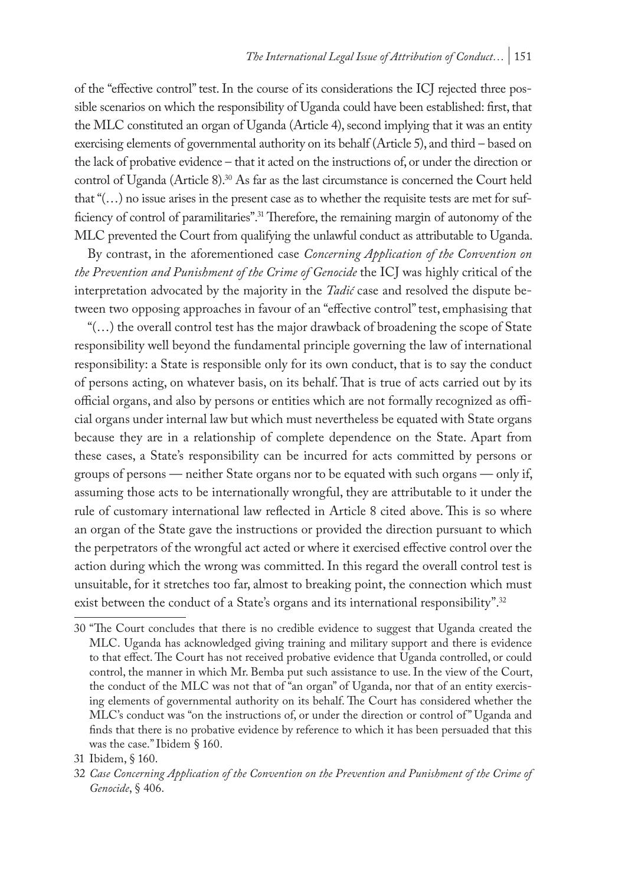of the "effective control" test. In the course of its considerations the ICJ rejected three possible scenarios on which the responsibility of Uganda could have been established: first, that the MLC constituted an organ of Uganda (Article 4), second implying that it was an entity exercising elements of governmental authority on its behalf (Article 5), and third – based on the lack of probative evidence – that it acted on the instructions of, or under the direction or control of Uganda (Article 8).[30] As far as the last circumstance is concerned the Court held that "(…) no issue arises in the present case as to whether the requisite tests are met for sufficiency of control of paramilitaries".[31] Therefore, the remaining margin of autonomy of the MLC prevented the Court from qualifying the unlawful conduct as attributable to Uganda.

By contrast, in the aforementioned case *Concerning Application of the Convention on the Prevention and Punishment of the Crime of Genocide* the ICJ was highly critical of the interpretation advocated by the majority in the *Tadić* case and resolved the dispute between two opposing approaches in favour of an "effective control" test, emphasising that

"(…) the overall control test has the major drawback of broadening the scope of State responsibility well beyond the fundamental principle governing the law of international responsibility: a State is responsible only for its own conduct, that is to say the conduct of persons acting, on whatever basis, on its behalf. That is true of acts carried out by its official organs, and also by persons or entities which are not formally recognized as official organs under internal law but which must nevertheless be equated with State organs because they are in a relationship of complete dependence on the State. Apart from these cases, a State's responsibility can be incurred for acts committed by persons or groups of persons — neither State organs nor to be equated with such organs — only if, assuming those acts to be internationally wrongful, they are attributable to it under the rule of customary international law reflected in Article 8 cited above. This is so where an organ of the State gave the instructions or provided the direction pursuant to which the perpetrators of the wrongful act acted or where it exercised effective control over the action during which the wrong was committed. In this regard the overall control test is unsuitable, for it stretches too far, almost to breaking point, the connection which must exist between the conduct of a State's organs and its international responsibility".[32]

---

30 "The Court concludes that there is no credible evidence to suggest that Uganda created the MLC. Uganda has acknowledged giving training and military support and there is evidence to that effect. The Court has not received probative evidence that Uganda controlled, or could control, the manner in which Mr. Bemba put such assistance to use. In the view of the Court, the conduct of the MLC was not that of "an organ" of Uganda, nor that of an entity exercising elements of governmental authority on its behalf. The Court has considered whether the MLC's conduct was "on the instructions of, or under the direction or control of" Uganda and finds that there is no probative evidence by reference to which it has been persuaded that this was the case." Ibidem § 160.

31 Ibidem, § 160.

32 *Case Concerning Application of the Convention on the Prevention and Punishment of the Crime of Genocide*, § 406.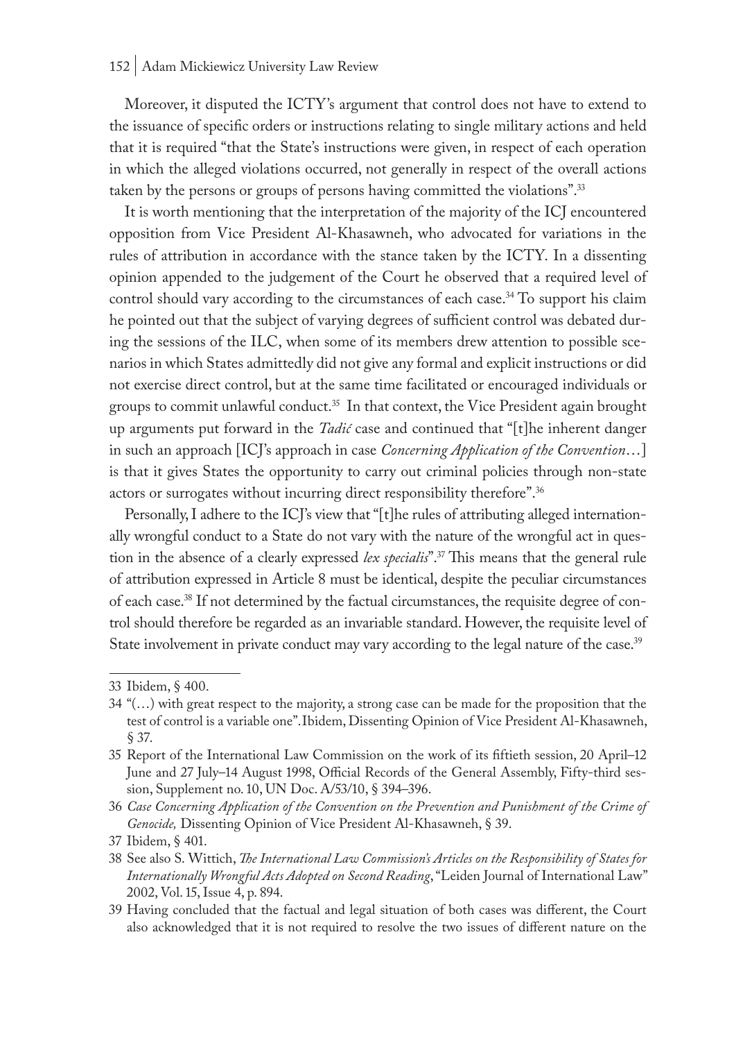Moreover, it disputed the ICTY's argument that control does not have to extend to the issuance of specific orders or instructions relating to single military actions and held that it is required "that the State's instructions were given, in respect of each operation in which the alleged violations occurred, not generally in respect of the overall actions taken by the persons or groups of persons having committed the violations".[33]

It is worth mentioning that the interpretation of the majority of the ICJ encountered opposition from Vice President Al-Khasawneh, who advocated for variations in the rules of attribution in accordance with the stance taken by the ICTY. In a dissenting opinion appended to the judgement of the Court he observed that a required level of control should vary according to the circumstances of each case.[34] To support his claim he pointed out that the subject of varying degrees of sufficient control was debated during the sessions of the ILC, when some of its members drew attention to possible scenarios in which States admittedly did not give any formal and explicit instructions or did not exercise direct control, but at the same time facilitated or encouraged individuals or groups to commit unlawful conduct.[35] In that context, the Vice President again brought up arguments put forward in the *Tadić* case and continued that "[t]he inherent danger in such an approach [ICJ's approach in case *Concerning Application of the Convention*…] is that it gives States the opportunity to carry out criminal policies through non-state actors or surrogates without incurring direct responsibility therefore".[36]

Personally, I adhere to the ICJ's view that "[t]he rules of attributing alleged internationally wrongful conduct to a State do not vary with the nature of the wrongful act in question in the absence of a clearly expressed *lex specialis*".[37] This means that the general rule of attribution expressed in Article 8 must be identical, despite the peculiar circumstances of each case.[38] If not determined by the factual circumstances, the requisite degree of control should therefore be regarded as an invariable standard. However, the requisite level of State involvement in private conduct may vary according to the legal nature of the case.[39]

---

33 Ibidem, § 400.

34 "(…) with great respect to the majority, a strong case can be made for the proposition that the test of control is a variable one". Ibidem, Dissenting Opinion of Vice President Al-Khasawneh, § 37.

35 Report of the International Law Commission on the work of its fiftieth session, 20 April–12 June and 27 July–14 August 1998, Official Records of the General Assembly, Fifty-third session, Supplement no. 10, UN Doc. A/53/10, § 394–396.

36 *Case Concerning Application of the Convention on the Prevention and Punishment of the Crime of Genocide,* Dissenting Opinion of Vice President Al-Khasawneh, § 39.

37 Ibidem, § 401.

38 See also S. Wittich, *The International Law Commission's Articles on the Responsibility of States for Internationally Wrongful Acts Adopted on Second Reading*, "Leiden Journal of International Law" 2002, Vol. 15, Issue 4, p. 894.

39 Having concluded that the factual and legal situation of both cases was different, the Court also acknowledged that it is not required to resolve the two issues of different nature on the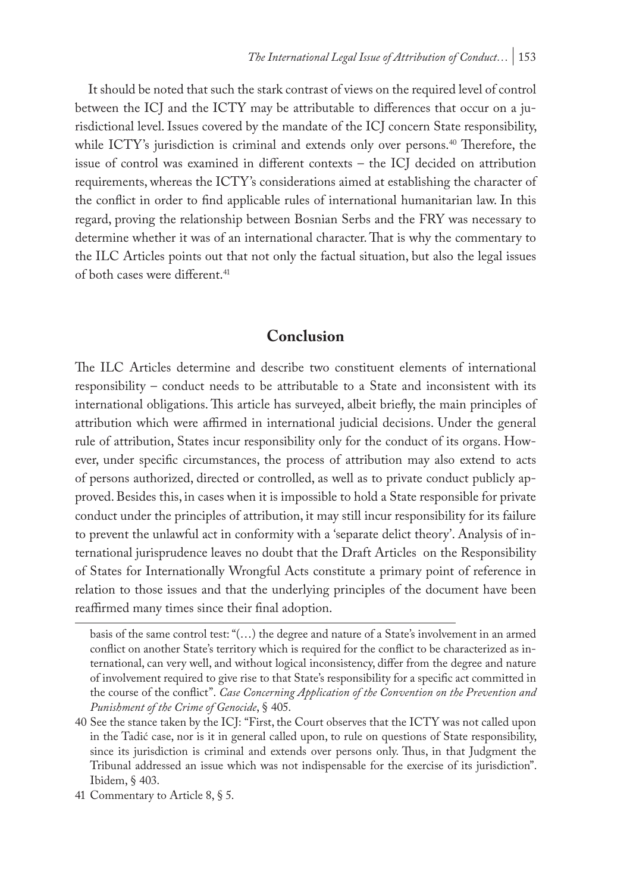It should be noted that such the stark contrast of views on the required level of control between the ICJ and the ICTY may be attributable to differences that occur on a jurisdictional level. Issues covered by the mandate of the ICJ concern State responsibility, while ICTY's jurisdiction is criminal and extends only over persons.[40] Therefore, the issue of control was examined in different contexts – the ICJ decided on attribution requirements, whereas the ICTY's considerations aimed at establishing the character of the conflict in order to find applicable rules of international humanitarian law. In this regard, proving the relationship between Bosnian Serbs and the FRY was necessary to determine whether it was of an international character. That is why the commentary to the ILC Articles points out that not only the factual situation, but also the legal issues of both cases were different.[41]

## Conclusion

The ILC Articles determine and describe two constituent elements of international responsibility – conduct needs to be attributable to a State and inconsistent with its international obligations. This article has surveyed, albeit briefly, the main principles of attribution which were affirmed in international judicial decisions. Under the general rule of attribution, States incur responsibility only for the conduct of its organs. However, under specific circumstances, the process of attribution may also extend to acts of persons authorized, directed or controlled, as well as to private conduct publicly approved. Besides this, in cases when it is impossible to hold a State responsible for private conduct under the principles of attribution, it may still incur responsibility for its failure to prevent the unlawful act in conformity with a 'separate delict theory'. Analysis of international jurisprudence leaves no doubt that the Draft Articles on the Responsibility of States for Internationally Wrongful Acts constitute a primary point of reference in relation to those issues and that the underlying principles of the document have been reaffirmed many times since their final adoption.

---

basis of the same control test: "(…) the degree and nature of a State's involvement in an armed conflict on another State's territory which is required for the conflict to be characterized as international, can very well, and without logical inconsistency, differ from the degree and nature of involvement required to give rise to that State's responsibility for a specific act committed in the course of the conflict". *Case Concerning Application of the Convention on the Prevention and Punishment of the Crime of Genocide*, § 405.

40 See the stance taken by the ICJ: "First, the Court observes that the ICTY was not called upon in the Tadić case, nor is it in general called upon, to rule on questions of State responsibility, since its jurisdiction is criminal and extends over persons only. Thus, in that Judgment the Tribunal addressed an issue which was not indispensable for the exercise of its jurisdiction". Ibidem, § 403.

41 Commentary to Article 8, § 5.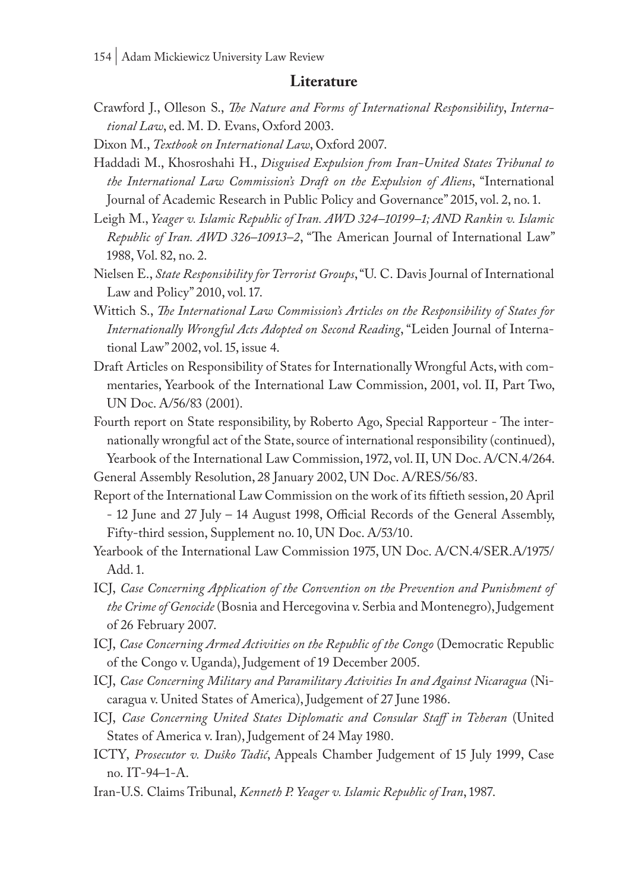## Literature

Crawford J., Olleson S., *The Nature and Forms of International Responsibility*, *International Law*, ed. M. D. Evans, Oxford 2003.

Dixon M., *Textbook on International Law*, Oxford 2007.

Haddadi M., Khosroshahi H., *Disguised Expulsion from Iran-United States Tribunal to the International Law Commission's Draft on the Expulsion of Aliens*, "International Journal of Academic Research in Public Policy and Governance" 2015, vol. 2, no. 1.

Leigh M., *Yeager v. Islamic Republic of Iran. AWD 324–10199–1; AND Rankin v. Islamic Republic of Iran. AWD 326–10913–2*, "The American Journal of International Law" 1988, Vol. 82, no. 2.

Nielsen E., *State Responsibility for Terrorist Groups*, "U. C. Davis Journal of International Law and Policy" 2010, vol. 17.

Wittich S., *The International Law Commission's Articles on the Responsibility of States for Internationally Wrongful Acts Adopted on Second Reading*, "Leiden Journal of International Law" 2002, vol. 15, issue 4.

Draft Articles on Responsibility of States for Internationally Wrongful Acts, with commentaries, Yearbook of the International Law Commission, 2001, vol. II, Part Two, UN Doc. A/56/83 (2001).

Fourth report on State responsibility, by Roberto Ago, Special Rapporteur - The internationally wrongful act of the State, source of international responsibility (continued), Yearbook of the International Law Commission, 1972, vol. II, UN Doc. A/CN.4/264.

General Assembly Resolution, 28 January 2002, UN Doc. A/RES/56/83.

Report of the International Law Commission on the work of its fiftieth session, 20 April - 12 June and 27 July – 14 August 1998, Official Records of the General Assembly, Fifty-third session, Supplement no. 10, UN Doc. A/53/10.

Yearbook of the International Law Commission 1975, UN Doc. A/CN.4/SER.A/1975/Add. 1.

ICJ, *Case Concerning Application of the Convention on the Prevention and Punishment of the Crime of Genocide* (Bosnia and Hercegovina v. Serbia and Montenegro), Judgement of 26 February 2007.

ICJ, *Case Concerning Armed Activities on the Republic of the Congo* (Democratic Republic of the Congo v. Uganda), Judgement of 19 December 2005.

ICJ, *Case Concerning Military and Paramilitary Activities In and Against Nicaragua* (Nicaragua v. United States of America), Judgement of 27 June 1986.

ICJ, *Case Concerning United States Diplomatic and Consular Staff in Teheran* (United States of America v. Iran), Judgement of 24 May 1980.

ICTY, *Prosecutor v. Duško Tadić*, Appeals Chamber Judgement of 15 July 1999, Case no. IT-94–1-A.

Iran-U.S. Claims Tribunal, *Kenneth P. Yeager v. Islamic Republic of Iran*, 1987.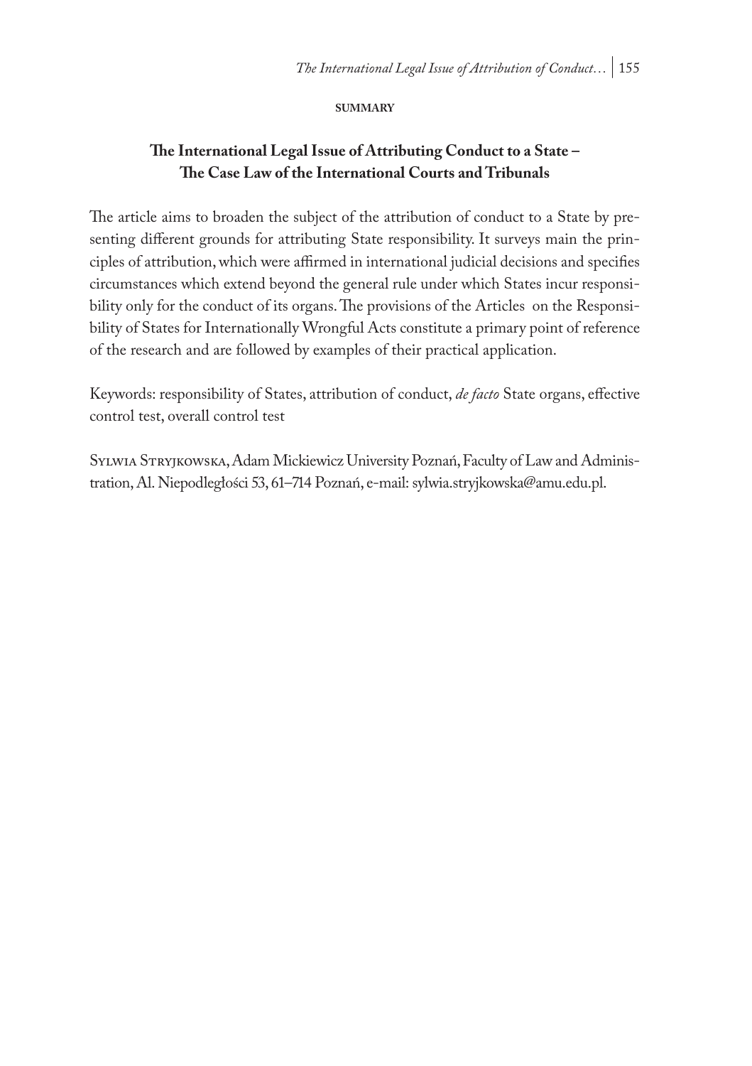**SUMMARY**

## The International Legal Issue of Attributing Conduct to a State – The Case Law of the International Courts and Tribunals

The article aims to broaden the subject of the attribution of conduct to a State by presenting different grounds for attributing State responsibility. It surveys main the principles of attribution, which were affirmed in international judicial decisions and specifies circumstances which extend beyond the general rule under which States incur responsibility only for the conduct of its organs. The provisions of the Articles on the Responsibility of States for Internationally Wrongful Acts constitute a primary point of reference of the research and are followed by examples of their practical application.

Keywords: responsibility of States, attribution of conduct, *de facto* State organs, effective control test, overall control test

Sylwia Stryjkowska, Adam Mickiewicz University Poznań, Faculty of Law and Administration, Al. Niepodległości 53, 61–714 Poznań, e-mail: sylwia.stryjkowska@amu.edu.pl.